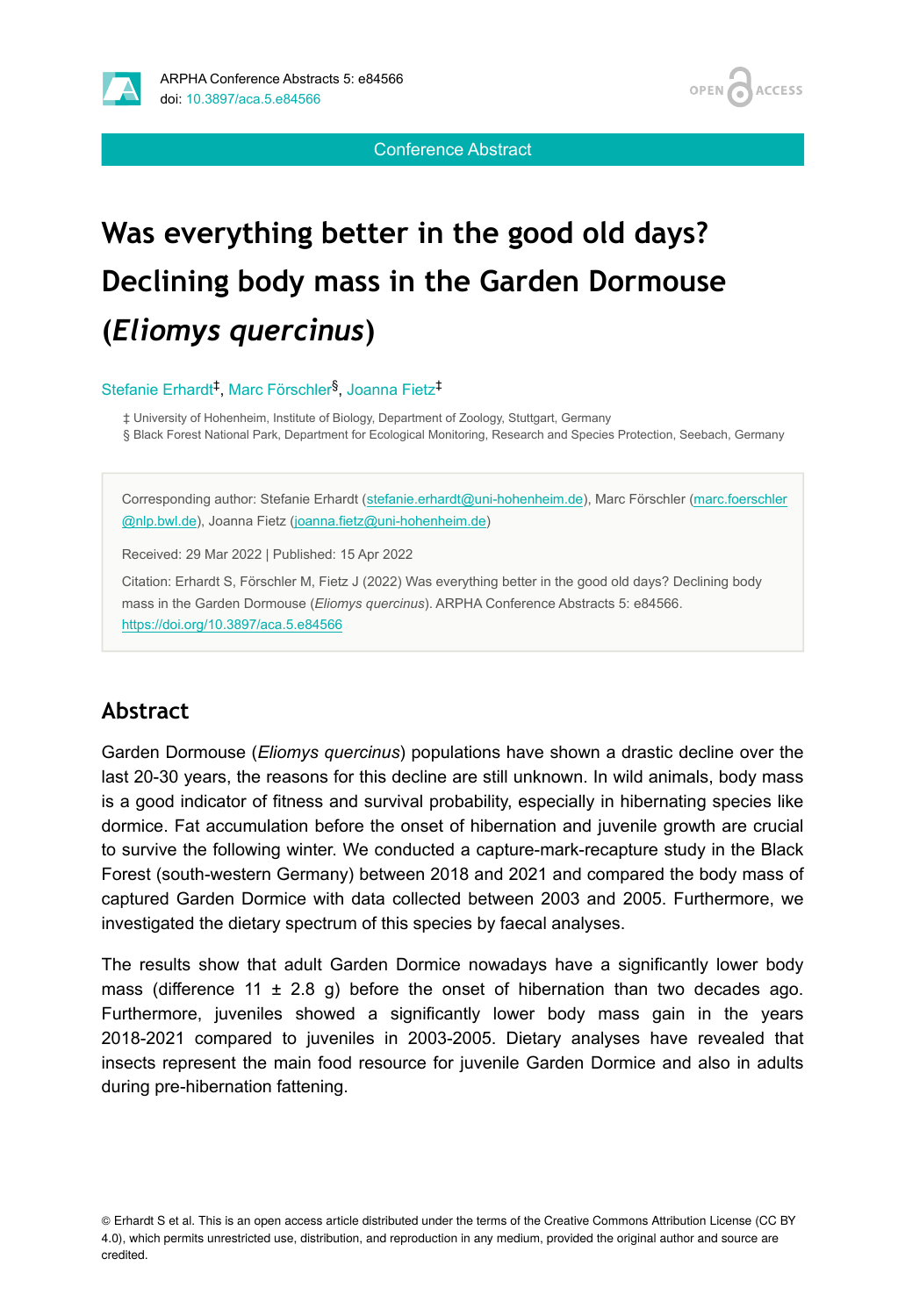Conference Abstract

# Was everything better in the good old days? Declining body mass in the Garden Dormouse (*Eliomys quercinus*)

Stefanie Erhardt[‡], Marc Förschler[§], Joanna Fietz[‡]

‡ University of Hohenheim, Institute of Biology, Department of Zoology, Stuttgart, Germany
§ Black Forest National Park, Department for Ecological Monitoring, Research and Species Protection, Seebach, Germany

Corresponding author: Stefanie Erhardt (stefanie.erhardt@uni-hohenheim.de), Marc Förschler (marc.foerschler@nlp.bwl.de), Joanna Fietz (joanna.fietz@uni-hohenheim.de)

Received: 29 Mar 2022 | Published: 15 Apr 2022

Citation: Erhardt S, Förschler M, Fietz J (2022) Was everything better in the good old days? Declining body mass in the Garden Dormouse (*Eliomys quercinus*). ARPHA Conference Abstracts 5: e84566. https://doi.org/10.3897/aca.5.e84566

## Abstract

Garden Dormouse (*Eliomys quercinus*) populations have shown a drastic decline over the last 20-30 years, the reasons for this decline are still unknown. In wild animals, body mass is a good indicator of fitness and survival probability, especially in hibernating species like dormice. Fat accumulation before the onset of hibernation and juvenile growth are crucial to survive the following winter. We conducted a capture-mark-recapture study in the Black Forest (south-western Germany) between 2018 and 2021 and compared the body mass of captured Garden Dormice with data collected between 2003 and 2005. Furthermore, we investigated the dietary spectrum of this species by faecal analyses.

The results show that adult Garden Dormice nowadays have a significantly lower body mass (difference 11 ± 2.8 g) before the onset of hibernation than two decades ago. Furthermore, juveniles showed a significantly lower body mass gain in the years 2018-2021 compared to juveniles in 2003-2005. Dietary analyses have revealed that insects represent the main food resource for juvenile Garden Dormice and also in adults during pre-hibernation fattening.

© Erhardt S et al. This is an open access article distributed under the terms of the Creative Commons Attribution License (CC BY 4.0), which permits unrestricted use, distribution, and reproduction in any medium, provided the original author and source are credited.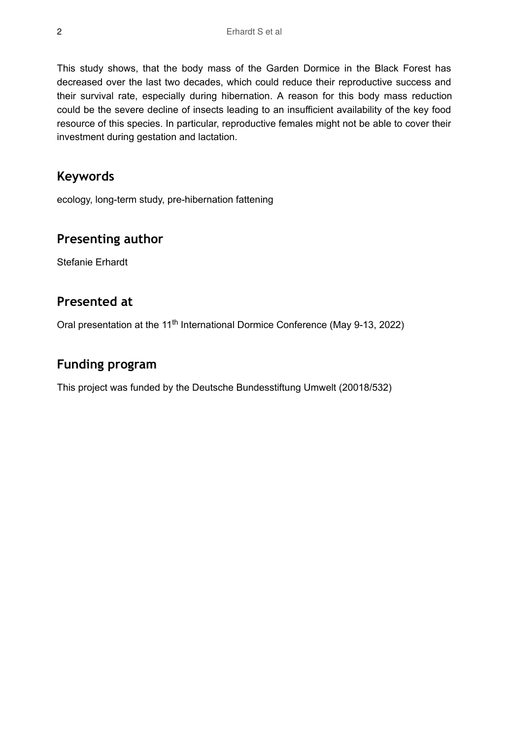This study shows, that the body mass of the Garden Dormice in the Black Forest has decreased over the last two decades, which could reduce their reproductive success and their survival rate, especially during hibernation. A reason for this body mass reduction could be the severe decline of insects leading to an insufficient availability of the key food resource of this species. In particular, reproductive females might not be able to cover their investment during gestation and lactation.

## Keywords

ecology, long-term study, pre-hibernation fattening

## Presenting author

Stefanie Erhardt

## Presented at

Oral presentation at the 11$^{th}$ International Dormice Conference (May 9-13, 2022)

## Funding program

This project was funded by the Deutsche Bundesstiftung Umwelt (20018/532)